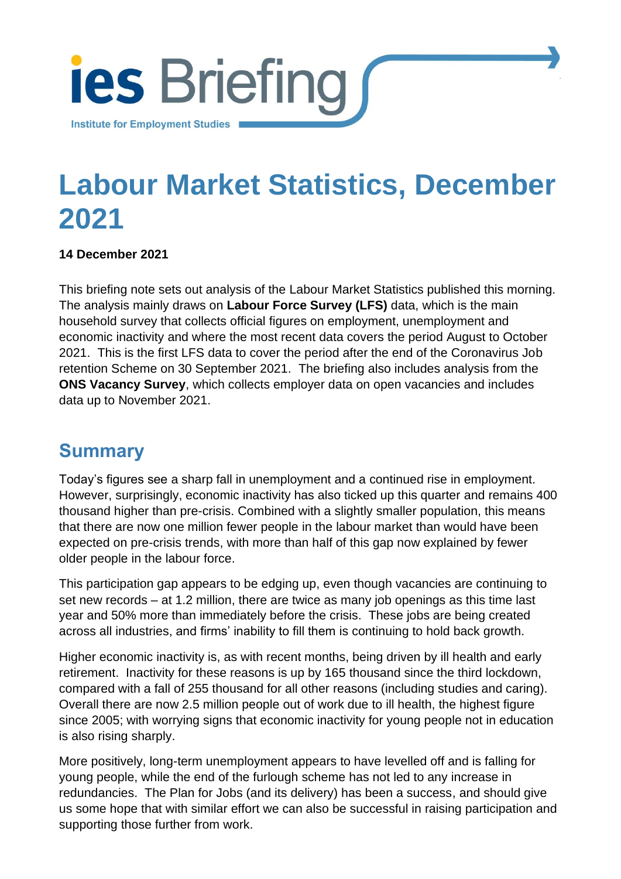ies Briefing

Institute for Employment Studies

# Labour Market Statistics, December 2021

**14 December 2021**

This briefing note sets out analysis of the Labour Market Statistics published this morning. The analysis mainly draws on **Labour Force Survey (LFS)** data, which is the main household survey that collects official figures on employment, unemployment and economic inactivity and where the most recent data covers the period August to October 2021. This is the first LFS data to cover the period after the end of the Coronavirus Job retention Scheme on 30 September 2021. The briefing also includes analysis from the **ONS Vacancy Survey**, which collects employer data on open vacancies and includes data up to November 2021.

## Summary

Today's figures see a sharp fall in unemployment and a continued rise in employment. However, surprisingly, economic inactivity has also ticked up this quarter and remains 400 thousand higher than pre-crisis. Combined with a slightly smaller population, this means that there are now one million fewer people in the labour market than would have been expected on pre-crisis trends, with more than half of this gap now explained by fewer older people in the labour force.

This participation gap appears to be edging up, even though vacancies are continuing to set new records – at 1.2 million, there are twice as many job openings as this time last year and 50% more than immediately before the crisis. These jobs are being created across all industries, and firms' inability to fill them is continuing to hold back growth.

Higher economic inactivity is, as with recent months, being driven by ill health and early retirement. Inactivity for these reasons is up by 165 thousand since the third lockdown, compared with a fall of 255 thousand for all other reasons (including studies and caring). Overall there are now 2.5 million people out of work due to ill health, the highest figure since 2005; with worrying signs that economic inactivity for young people not in education is also rising sharply.

More positively, long-term unemployment appears to have levelled off and is falling for young people, while the end of the furlough scheme has not led to any increase in redundancies. The Plan for Jobs (and its delivery) has been a success, and should give us some hope that with similar effort we can also be successful in raising participation and supporting those further from work.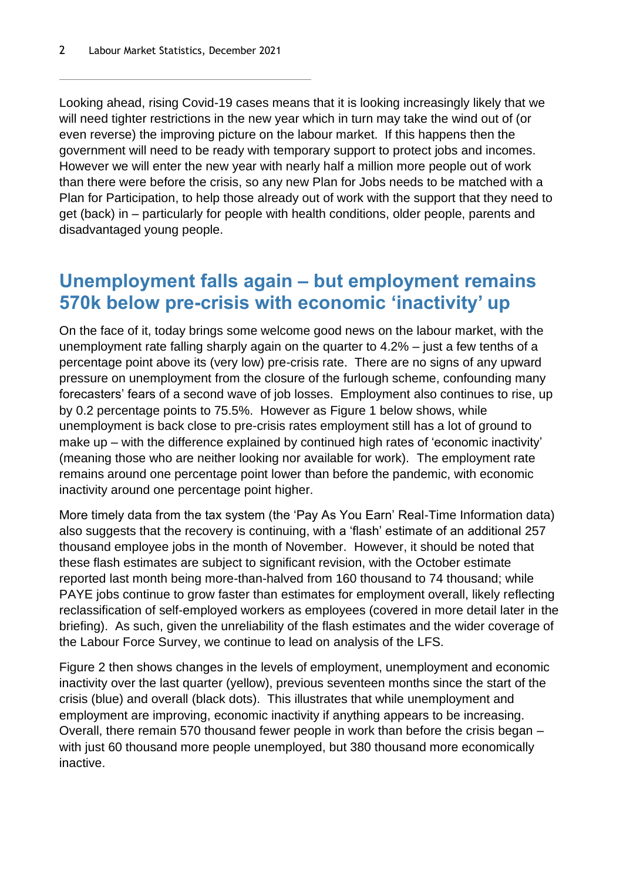Looking ahead, rising Covid-19 cases means that it is looking increasingly likely that we will need tighter restrictions in the new year which in turn may take the wind out of (or even reverse) the improving picture on the labour market. If this happens then the government will need to be ready with temporary support to protect jobs and incomes. However we will enter the new year with nearly half a million more people out of work than there were before the crisis, so any new Plan for Jobs needs to be matched with a Plan for Participation, to help those already out of work with the support that they need to get (back) in – particularly for people with health conditions, older people, parents and disadvantaged young people.

## Unemployment falls again – but employment remains 570k below pre-crisis with economic 'inactivity' up

On the face of it, today brings some welcome good news on the labour market, with the unemployment rate falling sharply again on the quarter to 4.2% – just a few tenths of a percentage point above its (very low) pre-crisis rate. There are no signs of any upward pressure on unemployment from the closure of the furlough scheme, confounding many forecasters' fears of a second wave of job losses. Employment also continues to rise, up by 0.2 percentage points to 75.5%. However as Figure 1 below shows, while unemployment is back close to pre-crisis rates employment still has a lot of ground to make up – with the difference explained by continued high rates of 'economic inactivity' (meaning those who are neither looking nor available for work). The employment rate remains around one percentage point lower than before the pandemic, with economic inactivity around one percentage point higher.

More timely data from the tax system (the 'Pay As You Earn' Real-Time Information data) also suggests that the recovery is continuing, with a 'flash' estimate of an additional 257 thousand employee jobs in the month of November. However, it should be noted that these flash estimates are subject to significant revision, with the October estimate reported last month being more-than-halved from 160 thousand to 74 thousand; while PAYE jobs continue to grow faster than estimates for employment overall, likely reflecting reclassification of self-employed workers as employees (covered in more detail later in the briefing). As such, given the unreliability of the flash estimates and the wider coverage of the Labour Force Survey, we continue to lead on analysis of the LFS.

Figure 2 then shows changes in the levels of employment, unemployment and economic inactivity over the last quarter (yellow), previous seventeen months since the start of the crisis (blue) and overall (black dots). This illustrates that while unemployment and employment are improving, economic inactivity if anything appears to be increasing. Overall, there remain 570 thousand fewer people in work than before the crisis began – with just 60 thousand more people unemployed, but 380 thousand more economically inactive.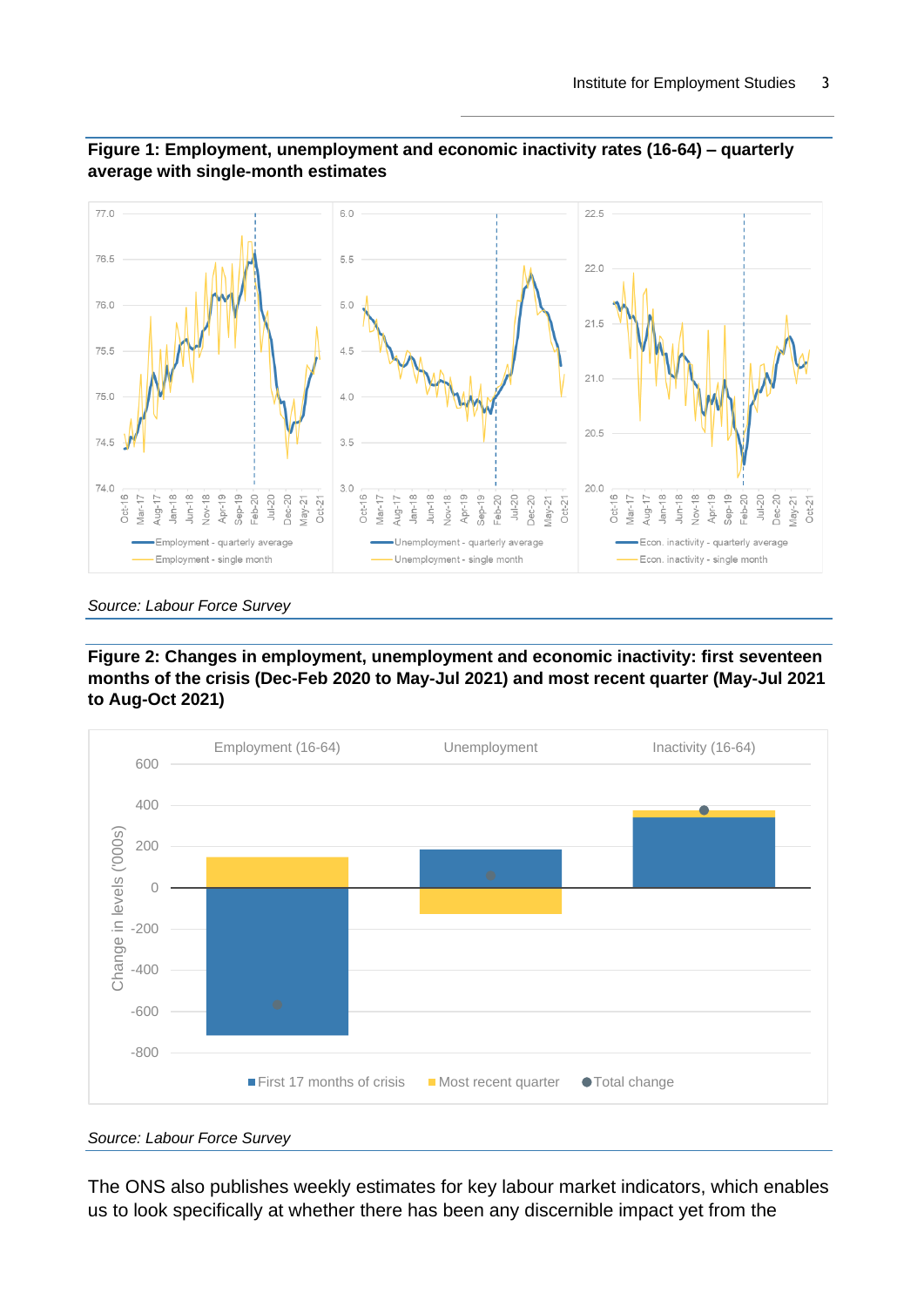**Figure 1: Employment, unemployment and economic inactivity rates (16-64) – quarterly average with single-month estimates**

*Source: Labour Force Survey*

**Figure 2: Changes in employment, unemployment and economic inactivity: first seventeen months of the crisis (Dec-Feb 2020 to May-Jul 2021) and most recent quarter (May-Jul 2021 to Aug-Oct 2021)**

*Source: Labour Force Survey*

The ONS also publishes weekly estimates for key labour market indicators, which enables us to look specifically at whether there has been any discernible impact yet from the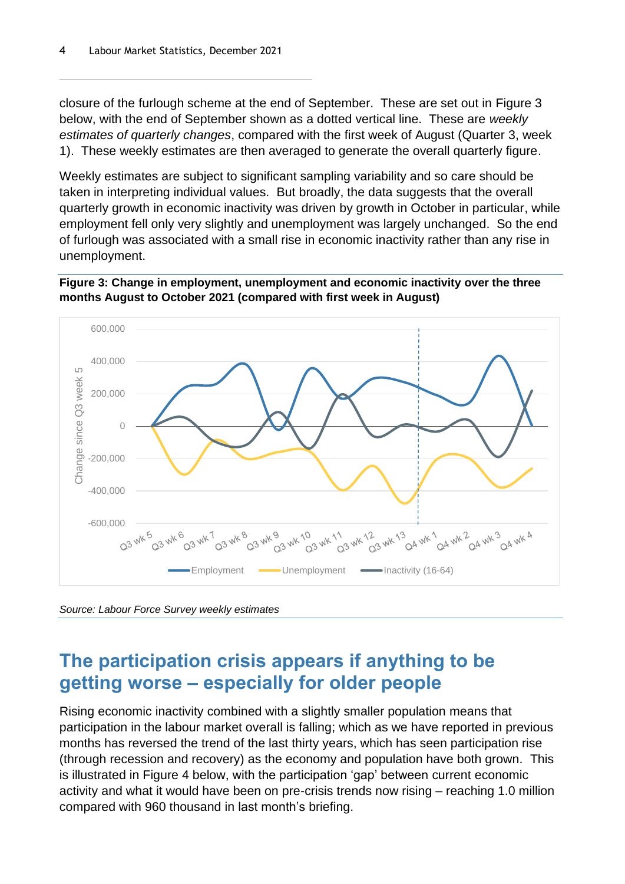closure of the furlough scheme at the end of September. These are set out in Figure 3 below, with the end of September shown as a dotted vertical line. These are *weekly estimates of quarterly changes*, compared with the first week of August (Quarter 3, week 1). These weekly estimates are then averaged to generate the overall quarterly figure.

Weekly estimates are subject to significant sampling variability and so care should be taken in interpreting individual values. But broadly, the data suggests that the overall quarterly growth in economic inactivity was driven by growth in October in particular, while employment fell only very slightly and unemployment was largely unchanged. So the end of furlough was associated with a small rise in economic inactivity rather than any rise in unemployment.

**Figure 3: Change in employment, unemployment and economic inactivity over the three months August to October 2021 (compared with first week in August)**

*Source: Labour Force Survey weekly estimates*

## The participation crisis appears if anything to be getting worse – especially for older people

Rising economic inactivity combined with a slightly smaller population means that participation in the labour market overall is falling; which as we have reported in previous months has reversed the trend of the last thirty years, which has seen participation rise (through recession and recovery) as the economy and population have both grown. This is illustrated in Figure 4 below, with the participation 'gap' between current economic activity and what it would have been on pre-crisis trends now rising – reaching 1.0 million compared with 960 thousand in last month's briefing.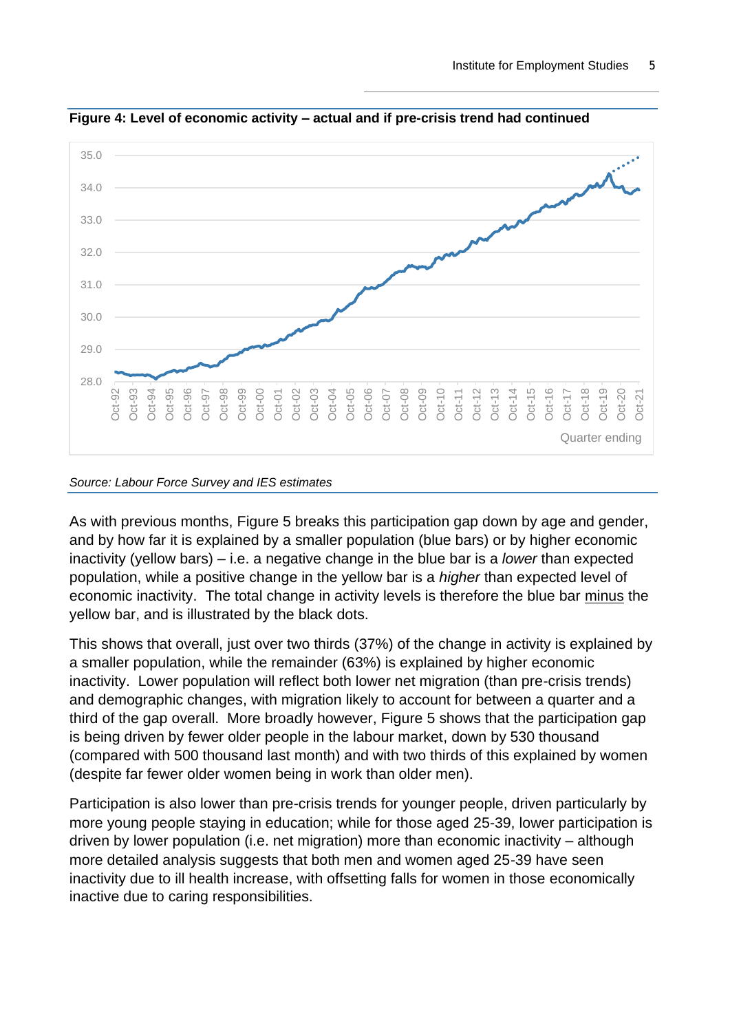**Figure 4: Level of economic activity – actual and if pre-crisis trend had continued**

*Source: Labour Force Survey and IES estimates*

As with previous months, Figure 5 breaks this participation gap down by age and gender, and by how far it is explained by a smaller population (blue bars) or by higher economic inactivity (yellow bars) – i.e. a negative change in the blue bar is a *lower* than expected population, while a positive change in the yellow bar is a *higher* than expected level of economic inactivity. The total change in activity levels is therefore the blue bar minus the yellow bar, and is illustrated by the black dots.

This shows that overall, just over two thirds (37%) of the change in activity is explained by a smaller population, while the remainder (63%) is explained by higher economic inactivity. Lower population will reflect both lower net migration (than pre-crisis trends) and demographic changes, with migration likely to account for between a quarter and a third of the gap overall. More broadly however, Figure 5 shows that the participation gap is being driven by fewer older people in the labour market, down by 530 thousand (compared with 500 thousand last month) and with two thirds of this explained by women (despite far fewer older women being in work than older men).

Participation is also lower than pre-crisis trends for younger people, driven particularly by more young people staying in education; while for those aged 25-39, lower participation is driven by lower population (i.e. net migration) more than economic inactivity – although more detailed analysis suggests that both men and women aged 25-39 have seen inactivity due to ill health increase, with offsetting falls for women in those economically inactive due to caring responsibilities.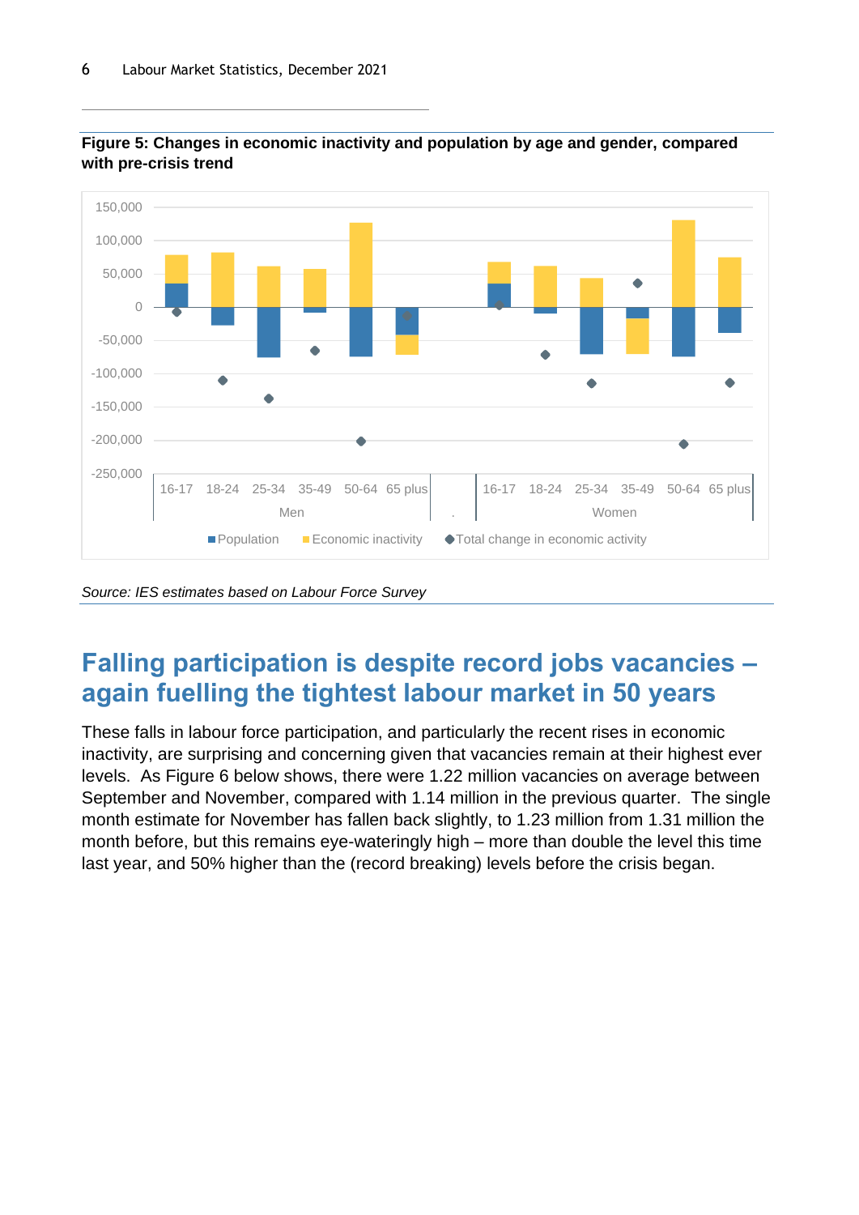**Figure 5: Changes in economic inactivity and population by age and gender, compared with pre-crisis trend**

*Source: IES estimates based on Labour Force Survey*

## Falling participation is despite record jobs vacancies – again fuelling the tightest labour market in 50 years

These falls in labour force participation, and particularly the recent rises in economic inactivity, are surprising and concerning given that vacancies remain at their highest ever levels. As Figure 6 below shows, there were 1.22 million vacancies on average between September and November, compared with 1.14 million in the previous quarter. The single month estimate for November has fallen back slightly, to 1.23 million from 1.31 million the month before, but this remains eye-wateringly high – more than double the level this time last year, and 50% higher than the (record breaking) levels before the crisis began.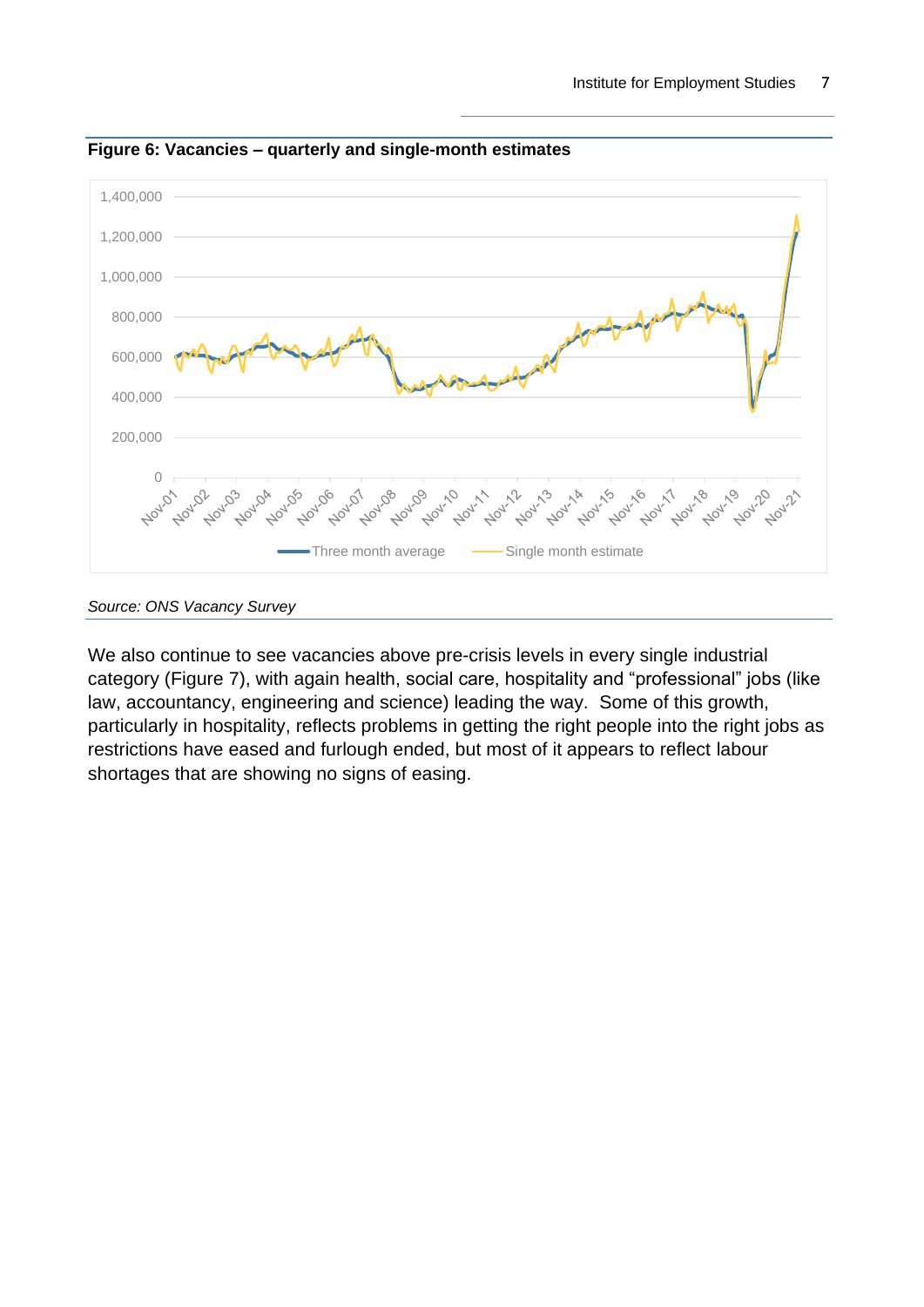**Figure 6: Vacancies – quarterly and single-month estimates**

*Source: ONS Vacancy Survey*

We also continue to see vacancies above pre-crisis levels in every single industrial category (Figure 7), with again health, social care, hospitality and "professional" jobs (like law, accountancy, engineering and science) leading the way. Some of this growth, particularly in hospitality, reflects problems in getting the right people into the right jobs as restrictions have eased and furlough ended, but most of it appears to reflect labour shortages that are showing no signs of easing.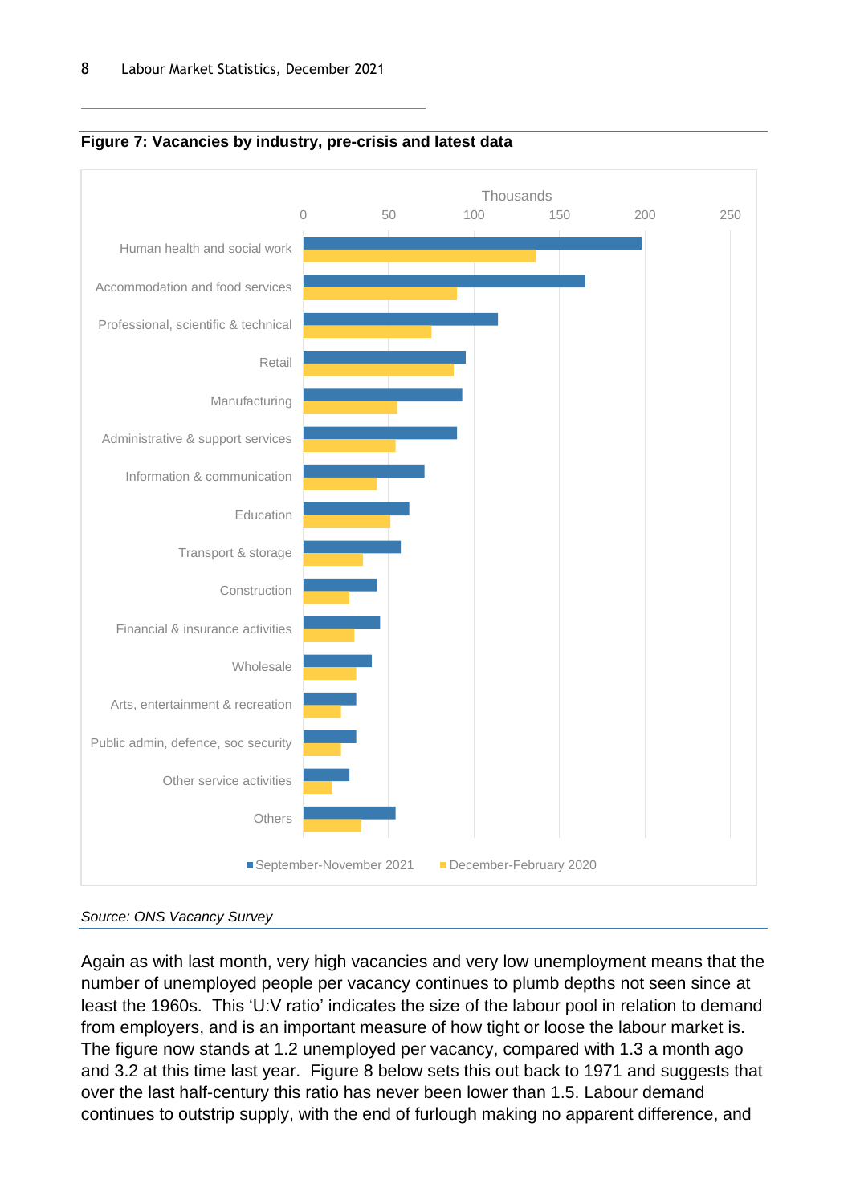**Figure 7: Vacancies by industry, pre-crisis and latest data**

Source: ONS Vacancy Survey

Again as with last month, very high vacancies and very low unemployment means that the number of unemployed people per vacancy continues to plumb depths not seen since at least the 1960s. This ‘U:V ratio’ indicates the size of the labour pool in relation to demand from employers, and is an important measure of how tight or loose the labour market is. The figure now stands at 1.2 unemployed per vacancy, compared with 1.3 a month ago and 3.2 at this time last year. Figure 8 below sets this out back to 1971 and suggests that over the last half-century this ratio has never been lower than 1.5. Labour demand continues to outstrip supply, with the end of furlough making no apparent difference, and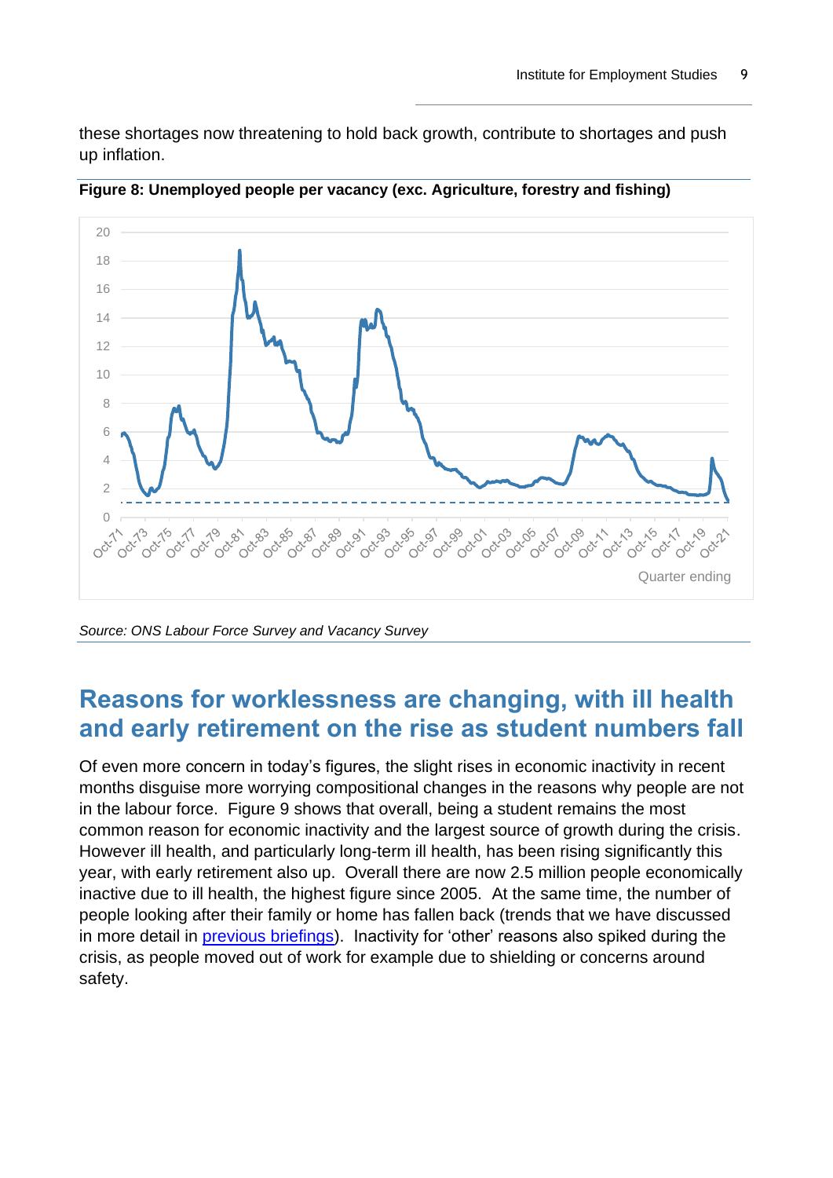these shortages now threatening to hold back growth, contribute to shortages and push up inflation.

**Figure 8: Unemployed people per vacancy (exc. Agriculture, forestry and fishing)**

*Source: ONS Labour Force Survey and Vacancy Survey*

## Reasons for worklessness are changing, with ill health and early retirement on the rise as student numbers fall

Of even more concern in today's figures, the slight rises in economic inactivity in recent months disguise more worrying compositional changes in the reasons why people are not in the labour force. Figure 9 shows that overall, being a student remains the most common reason for economic inactivity and the largest source of growth during the crisis. However ill health, and particularly long-term ill health, has been rising significantly this year, with early retirement also up. Overall there are now 2.5 million people economically inactive due to ill health, the highest figure since 2005. At the same time, the number of people looking after their family or home has fallen back (trends that we have discussed in more detail in previous briefings). Inactivity for 'other' reasons also spiked during the crisis, as people moved out of work for example due to shielding or concerns around safety.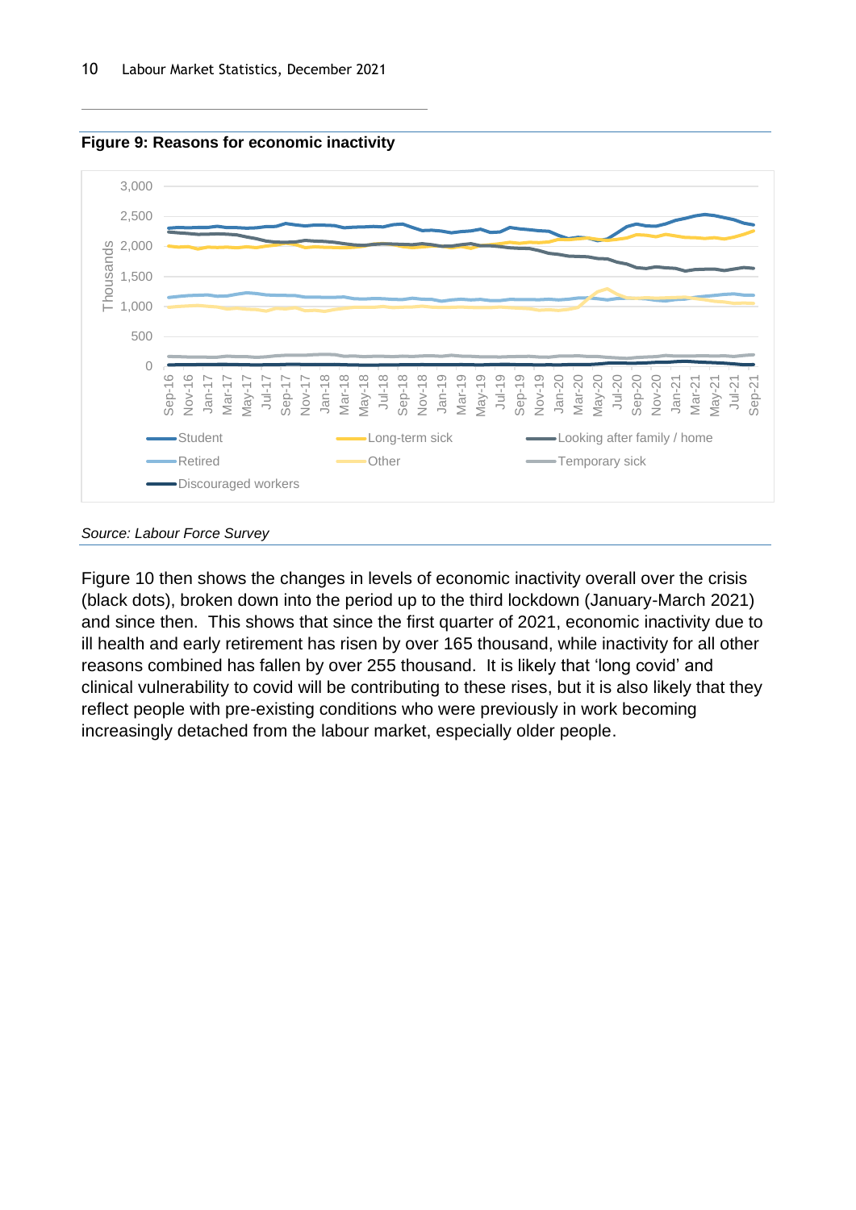**Figure 9: Reasons for economic inactivity**

*Source: Labour Force Survey*

Figure 10 then shows the changes in levels of economic inactivity overall over the crisis (black dots), broken down into the period up to the third lockdown (January-March 2021) and since then. This shows that since the first quarter of 2021, economic inactivity due to ill health and early retirement has risen by over 165 thousand, while inactivity for all other reasons combined has fallen by over 255 thousand. It is likely that 'long covid' and clinical vulnerability to covid will be contributing to these rises, but it is also likely that they reflect people with pre-existing conditions who were previously in work becoming increasingly detached from the labour market, especially older people.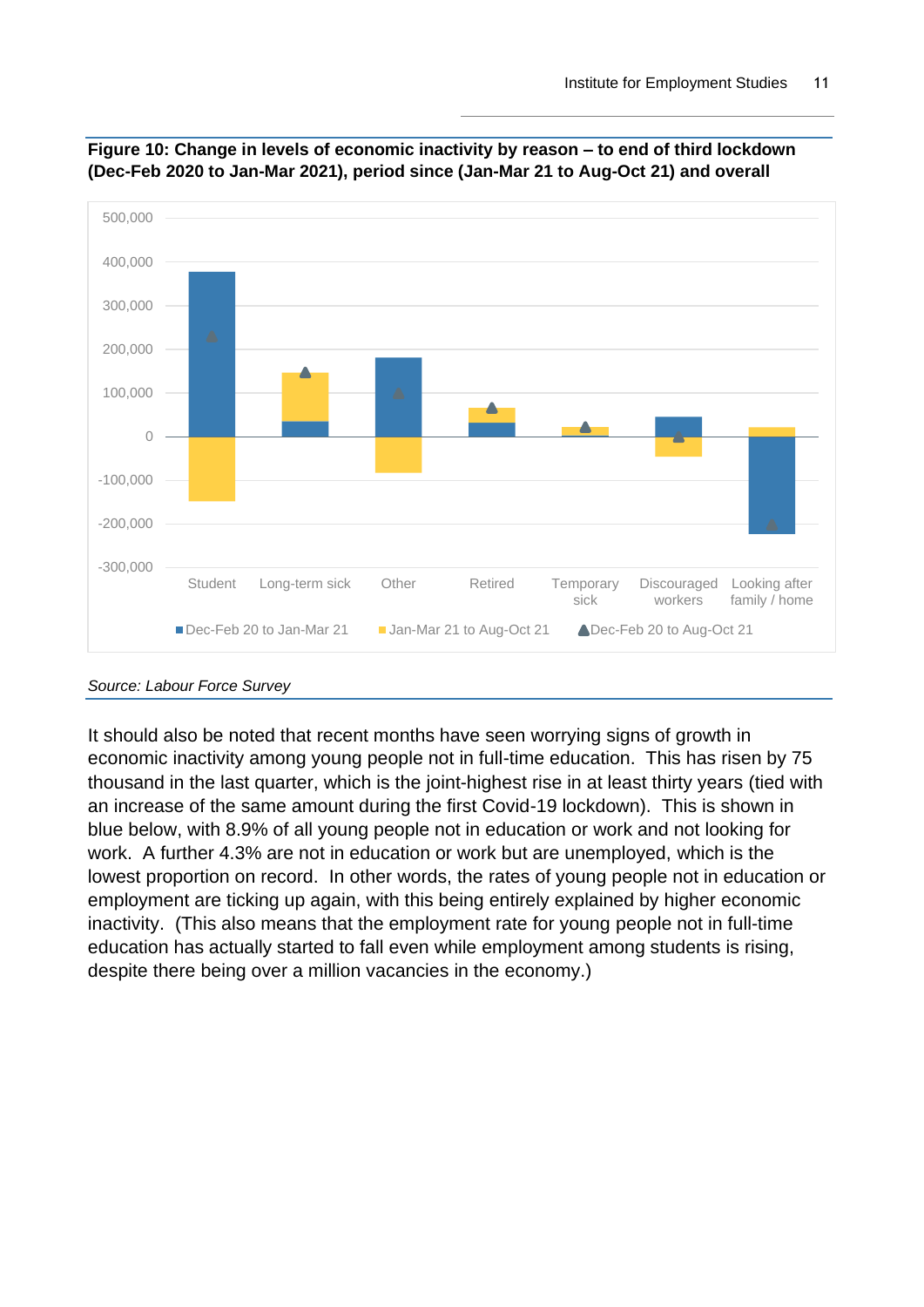**Figure 10: Change in levels of economic inactivity by reason – to end of third lockdown (Dec-Feb 2020 to Jan-Mar 2021), period since (Jan-Mar 21 to Aug-Oct 21) and overall**

*Source: Labour Force Survey*

It should also be noted that recent months have seen worrying signs of growth in economic inactivity among young people not in full-time education. This has risen by 75 thousand in the last quarter, which is the joint-highest rise in at least thirty years (tied with an increase of the same amount during the first Covid-19 lockdown). This is shown in blue below, with 8.9% of all young people not in education or work and not looking for work. A further 4.3% are not in education or work but are unemployed, which is the lowest proportion on record. In other words, the rates of young people not in education or employment are ticking up again, with this being entirely explained by higher economic inactivity. (This also means that the employment rate for young people not in full-time education has actually started to fall even while employment among students is rising, despite there being over a million vacancies in the economy.)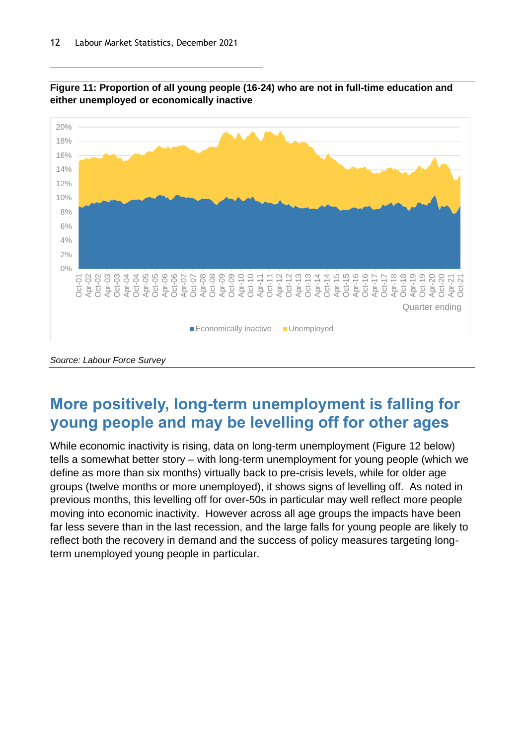**Figure 11: Proportion of all young people (16-24) who are not in full-time education and either unemployed or economically inactive**

*Source: Labour Force Survey*

## More positively, long-term unemployment is falling for young people and may be levelling off for other ages

While economic inactivity is rising, data on long-term unemployment (Figure 12 below) tells a somewhat better story – with long-term unemployment for young people (which we define as more than six months) virtually back to pre-crisis levels, while for older age groups (twelve months or more unemployed), it shows signs of levelling off. As noted in previous months, this levelling off for over-50s in particular may well reflect more people moving into economic inactivity. However across all age groups the impacts have been far less severe than in the last recession, and the large falls for young people are likely to reflect both the recovery in demand and the success of policy measures targeting long-term unemployed young people in particular.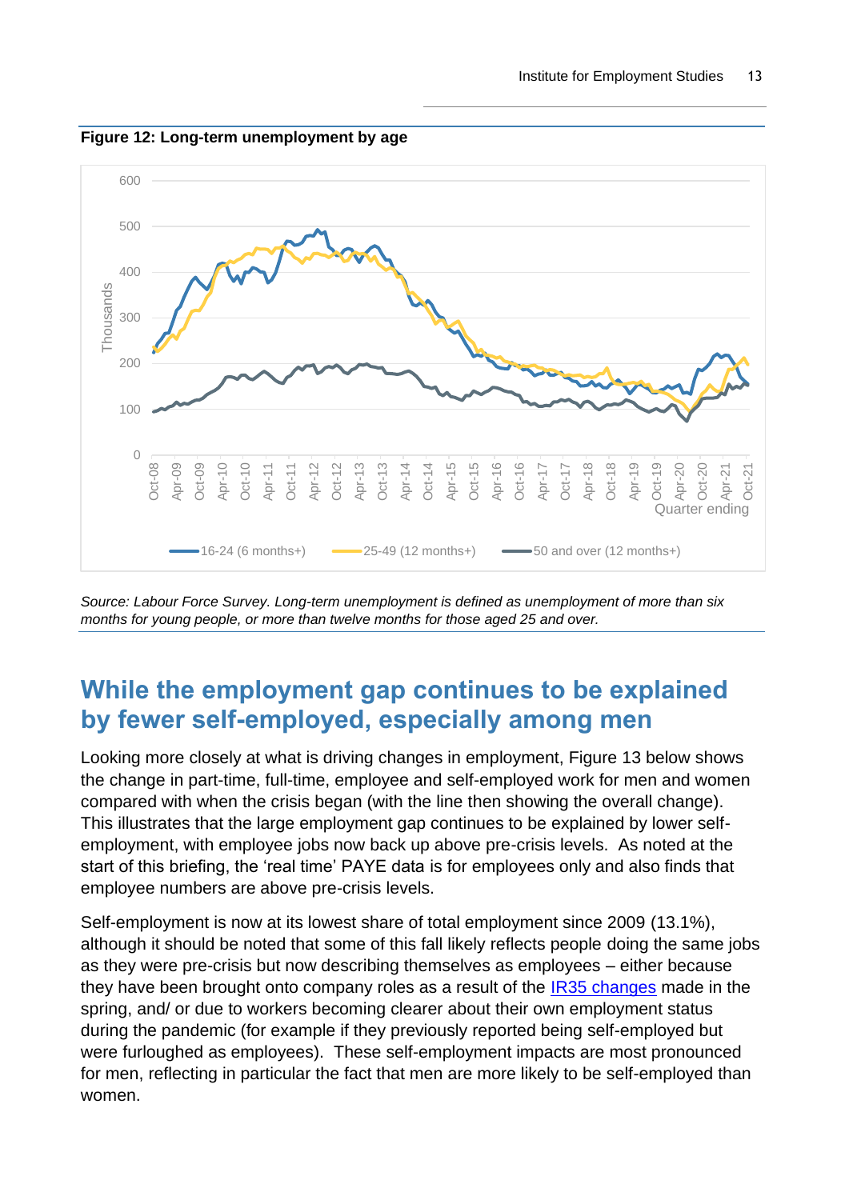**Figure 12: Long-term unemployment by age**

*Source: Labour Force Survey. Long-term unemployment is defined as unemployment of more than six months for young people, or more than twelve months for those aged 25 and over.*

## While the employment gap continues to be explained by fewer self-employed, especially among men

Looking more closely at what is driving changes in employment, Figure 13 below shows the change in part-time, full-time, employee and self-employed work for men and women compared with when the crisis began (with the line then showing the overall change). This illustrates that the large employment gap continues to be explained by lower self-employment, with employee jobs now back up above pre-crisis levels. As noted at the start of this briefing, the 'real time' PAYE data is for employees only and also finds that employee numbers are above pre-crisis levels.

Self-employment is now at its lowest share of total employment since 2009 (13.1%), although it should be noted that some of this fall likely reflects people doing the same jobs as they were pre-crisis but now describing themselves as employees – either because they have been brought onto company roles as a result of the IR35 changes made in the spring, and/ or due to workers becoming clearer about their own employment status during the pandemic (for example if they previously reported being self-employed but were furloughed as employees). These self-employment impacts are most pronounced for men, reflecting in particular the fact that men are more likely to be self-employed than women.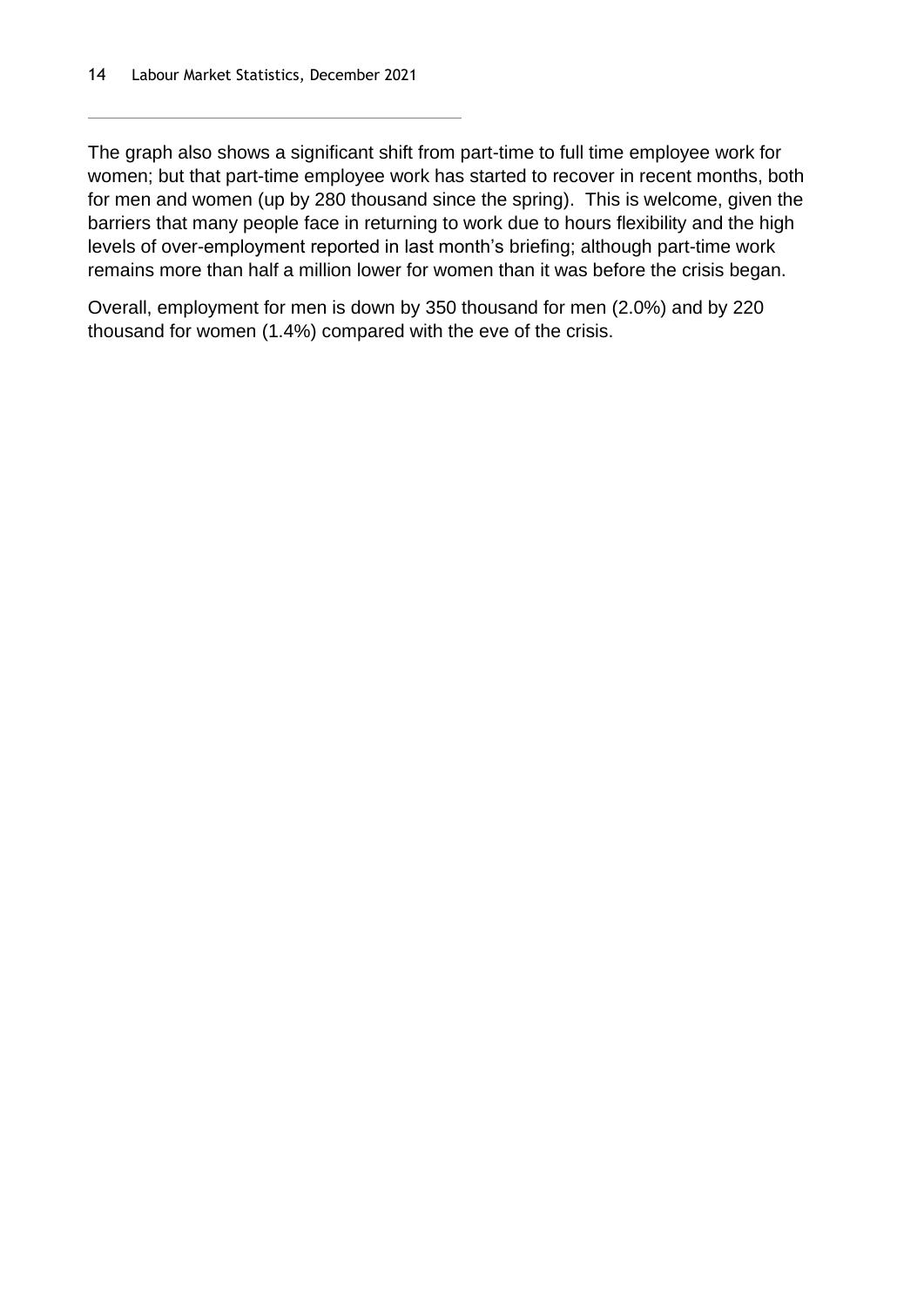The graph also shows a significant shift from part-time to full time employee work for women; but that part-time employee work has started to recover in recent months, both for men and women (up by 280 thousand since the spring). This is welcome, given the barriers that many people face in returning to work due to hours flexibility and the high levels of over-employment reported in last month's briefing; although part-time work remains more than half a million lower for women than it was before the crisis began.

Overall, employment for men is down by 350 thousand for men (2.0%) and by 220 thousand for women (1.4%) compared with the eve of the crisis.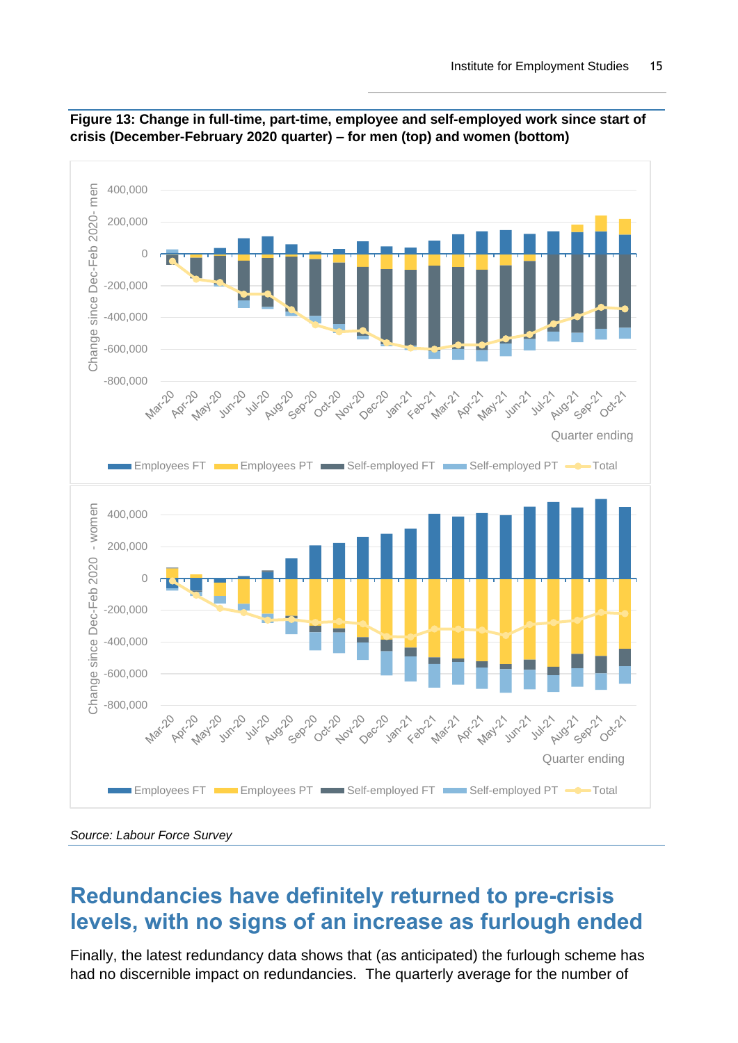**Figure 13: Change in full-time, part-time, employee and self-employed work since start of crisis (December-February 2020 quarter) – for men (top) and women (bottom)**

*Source: Labour Force Survey*

## Redundancies have definitely returned to pre-crisis levels, with no signs of an increase as furlough ended

Finally, the latest redundancy data shows that (as anticipated) the furlough scheme has had no discernible impact on redundancies. The quarterly average for the number of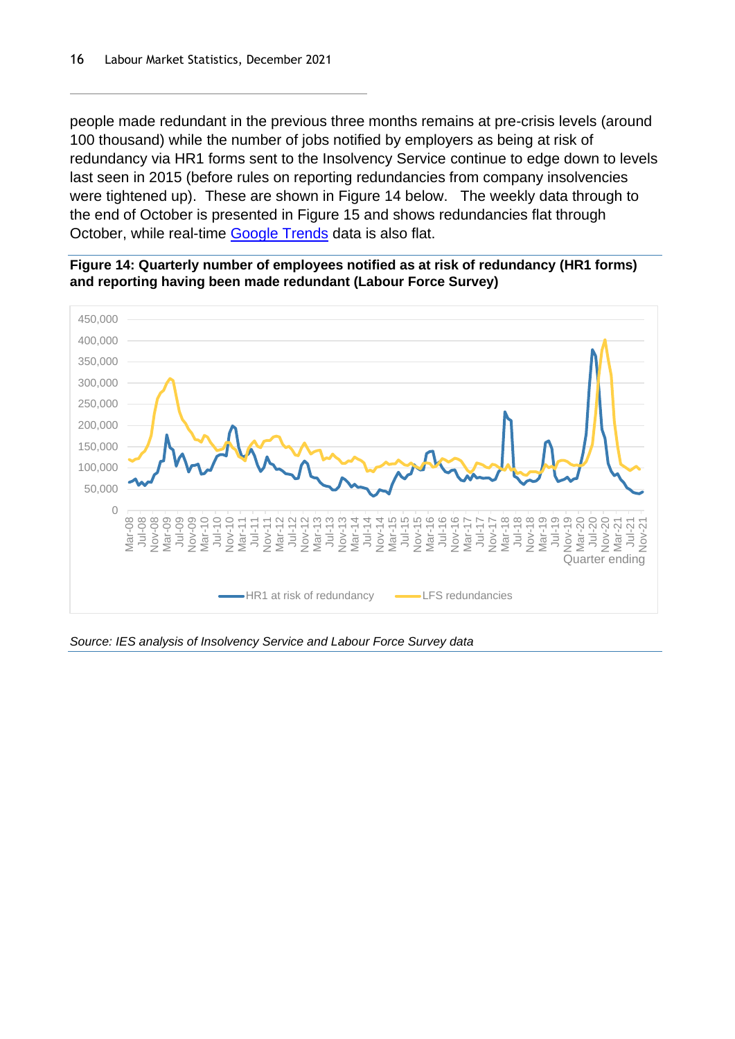people made redundant in the previous three months remains at pre-crisis levels (around 100 thousand) while the number of jobs notified by employers as being at risk of redundancy via HR1 forms sent to the Insolvency Service continue to edge down to levels last seen in 2015 (before rules on reporting redundancies from company insolvencies were tightened up). These are shown in Figure 14 below. The weekly data through to the end of October is presented in Figure 15 and shows redundancies flat through October, while real-time [Google Trends] data is also flat.

**Figure 14: Quarterly number of employees notified as at risk of redundancy (HR1 forms) and reporting having been made redundant (Labour Force Survey)**

*Source: IES analysis of Insolvency Service and Labour Force Survey data*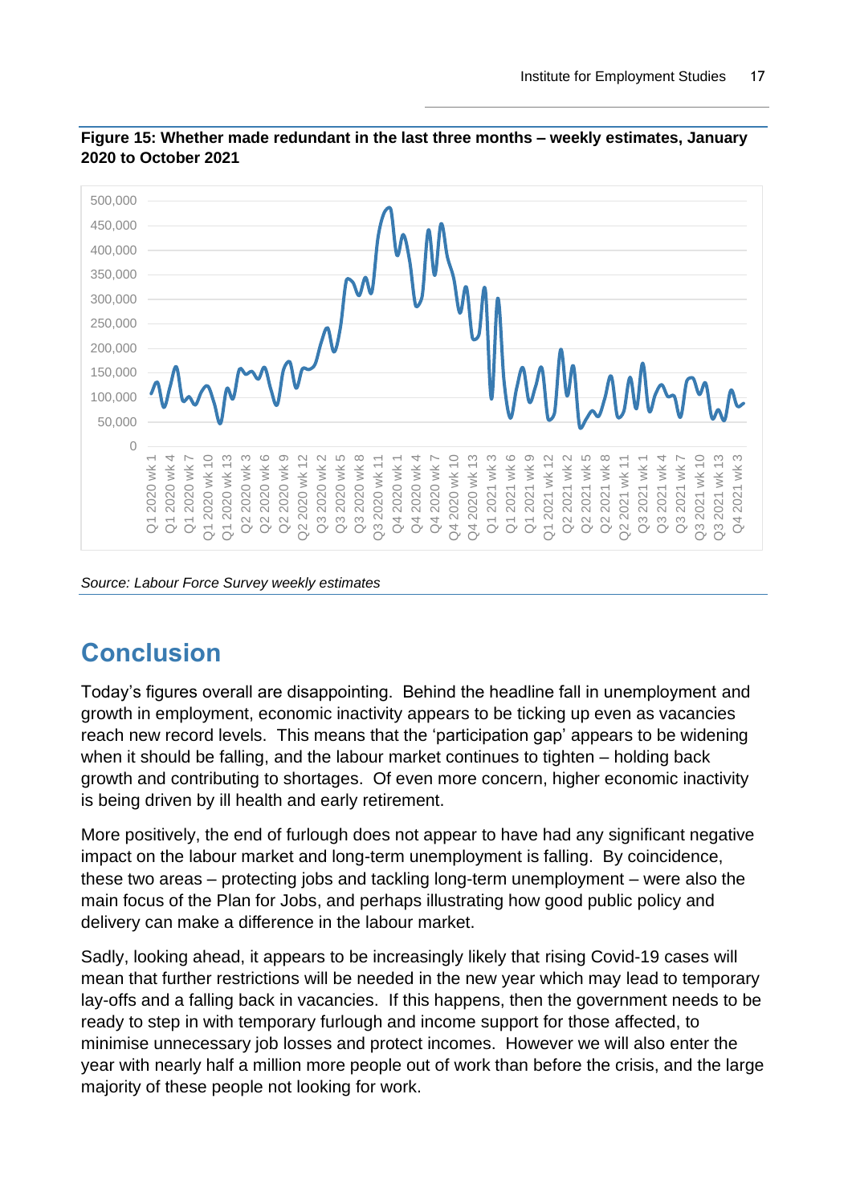**Figure 15: Whether made redundant in the last three months – weekly estimates, January 2020 to October 2021**

*Source: Labour Force Survey weekly estimates*

## Conclusion

Today's figures overall are disappointing. Behind the headline fall in unemployment and growth in employment, economic inactivity appears to be ticking up even as vacancies reach new record levels. This means that the 'participation gap' appears to be widening when it should be falling, and the labour market continues to tighten – holding back growth and contributing to shortages. Of even more concern, higher economic inactivity is being driven by ill health and early retirement.

More positively, the end of furlough does not appear to have had any significant negative impact on the labour market and long-term unemployment is falling. By coincidence, these two areas – protecting jobs and tackling long-term unemployment – were also the main focus of the Plan for Jobs, and perhaps illustrating how good public policy and delivery can make a difference in the labour market.

Sadly, looking ahead, it appears to be increasingly likely that rising Covid-19 cases will mean that further restrictions will be needed in the new year which may lead to temporary lay-offs and a falling back in vacancies. If this happens, then the government needs to be ready to step in with temporary furlough and income support for those affected, to minimise unnecessary job losses and protect incomes. However we will also enter the year with nearly half a million more people out of work than before the crisis, and the large majority of these people not looking for work.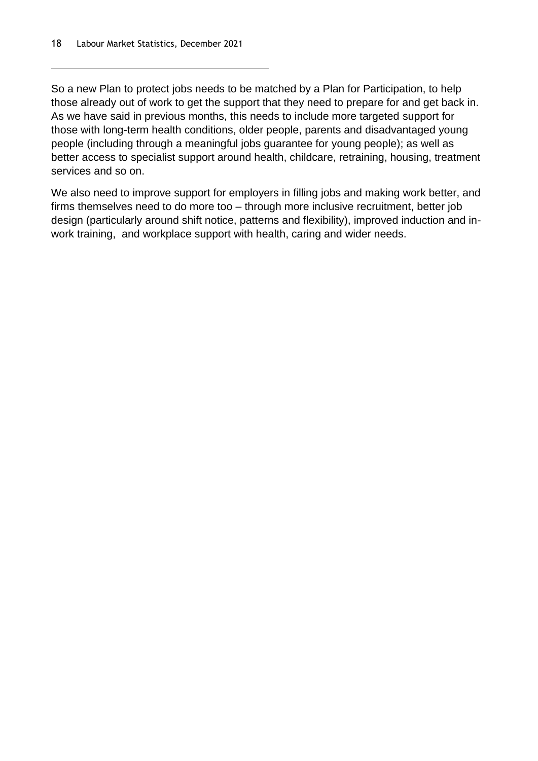So a new Plan to protect jobs needs to be matched by a Plan for Participation, to help those already out of work to get the support that they need to prepare for and get back in. As we have said in previous months, this needs to include more targeted support for those with long-term health conditions, older people, parents and disadvantaged young people (including through a meaningful jobs guarantee for young people); as well as better access to specialist support around health, childcare, retraining, housing, treatment services and so on.

We also need to improve support for employers in filling jobs and making work better, and firms themselves need to do more too – through more inclusive recruitment, better job design (particularly around shift notice, patterns and flexibility), improved induction and in-work training,  and workplace support with health, caring and wider needs.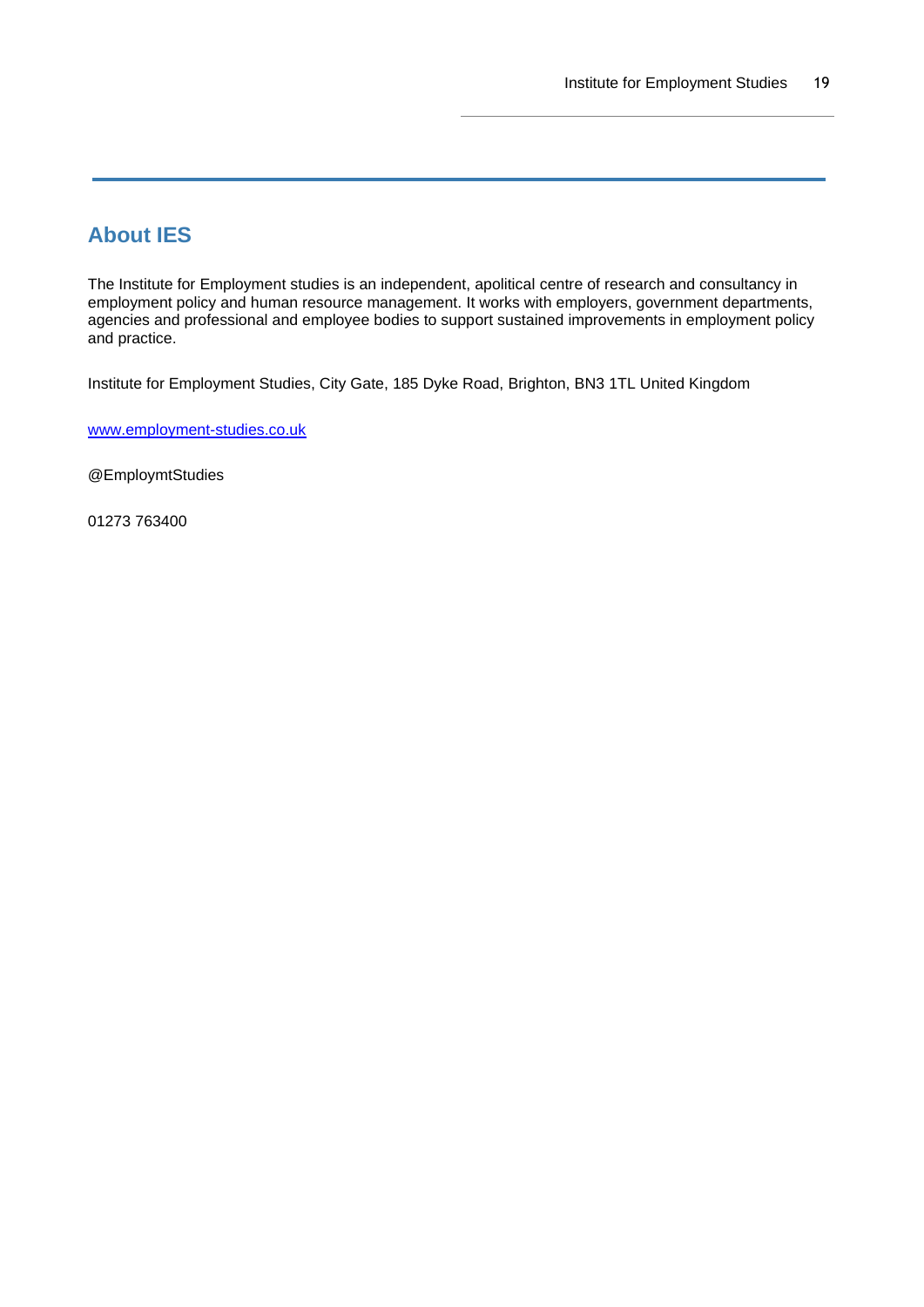## About IES

The Institute for Employment studies is an independent, apolitical centre of research and consultancy in employment policy and human resource management. It works with employers, government departments, agencies and professional and employee bodies to support sustained improvements in employment policy and practice.

Institute for Employment Studies, City Gate, 185 Dyke Road, Brighton, BN3 1TL United Kingdom

[www.employment-studies.co.uk](http://www.employment-studies.co.uk)

@EmploymtStudies

01273 763400